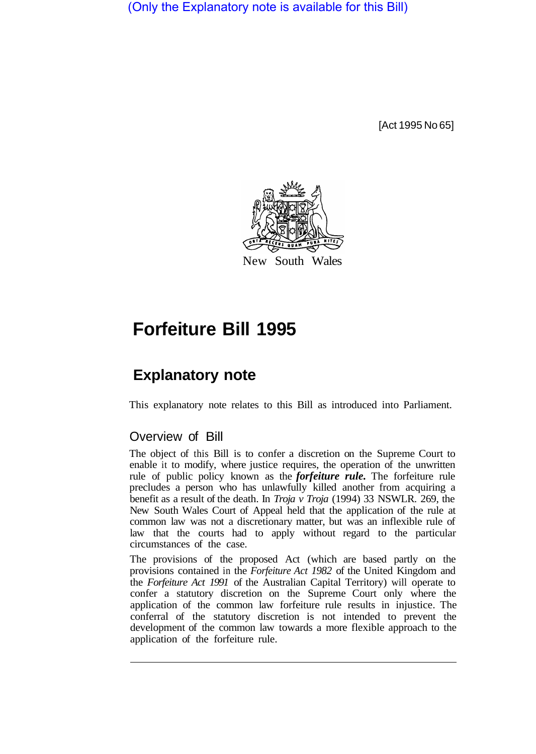(Only the Explanatory note is available for this Bill)

[Act 1995 No 65]

New South Wales

# Forfeiture Bill 1995

## Explanatory note

This explanatory note relates to this Bill as introduced into Parliament.

### Overview of Bill

The object of this Bill is to confer a discretion on the Supreme Court to enable it to modify, where justice requires, the operation of the unwritten rule of public policy known as the ***forfeiture rule.*** The forfeiture rule precludes a person who has unlawfully killed another from acquiring a benefit as a result of the death. In *Troja v Troja* (1994) 33 NSWLR. 269, the New South Wales Court of Appeal held that the application of the rule at common law was not a discretionary matter, but was an inflexible rule of law that the courts had to apply without regard to the particular circumstances of the case.

The provisions of the proposed Act (which are based partly on the provisions contained in the *Forfeiture Act 1982* of the United Kingdom and the *Forfeiture Act 1991* of the Australian Capital Territory) will operate to confer a statutory discretion on the Supreme Court only where the application of the common law forfeiture rule results in injustice. The conferral of the statutory discretion is not intended to prevent the development of the common law towards a more flexible approach to the application of the forfeiture rule.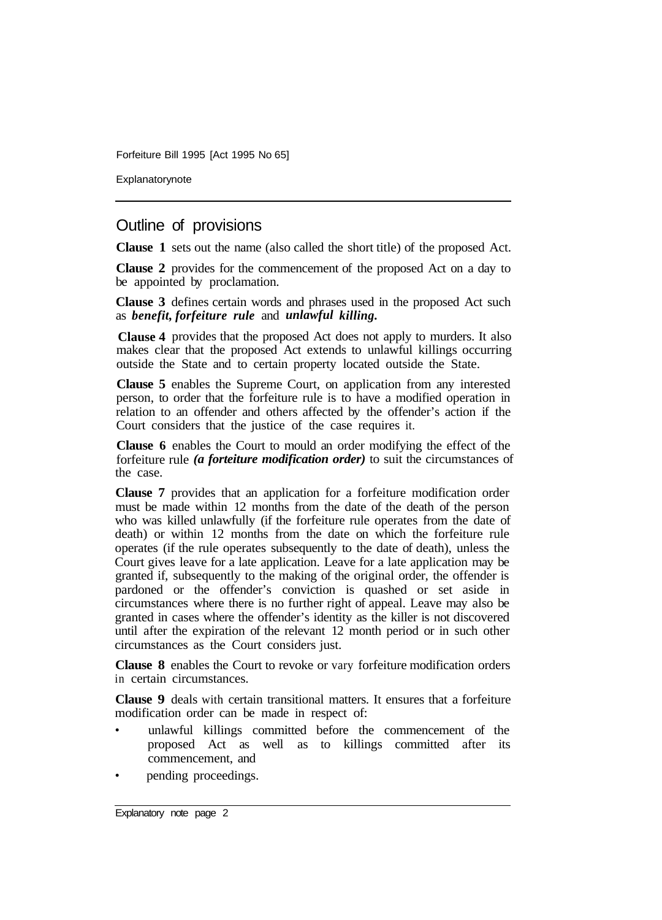## Outline of provisions

**Clause 1** sets out the name (also called the short title) of the proposed Act.

**Clause 2** provides for the commencement of the proposed Act on a day to be appointed by proclamation.

**Clause 3** defines certain words and phrases used in the proposed Act such as ***benefit, forfeiture rule*** and ***unlawful killing.***

**Clause 4** provides that the proposed Act does not apply to murders. It also makes clear that the proposed Act extends to unlawful killings occurring outside the State and to certain property located outside the State.

**Clause 5** enables the Supreme Court, on application from any interested person, to order that the forfeiture rule is to have a modified operation in relation to an offender and others affected by the offender's action if the Court considers that the justice of the case requires it.

**Clause 6** enables the Court to mould an order modifying the effect of the forfeiture rule ***(a forteiture modification order)*** to suit the circumstances of the case.

**Clause 7** provides that an application for a forfeiture modification order must be made within 12 months from the date of the death of the person who was killed unlawfully (if the forfeiture rule operates from the date of death) or within 12 months from the date on which the forfeiture rule operates (if the rule operates subsequently to the date of death), unless the Court gives leave for a late application. Leave for a late application may be granted if, subsequently to the making of the original order, the offender is pardoned or the offender's conviction is quashed or set aside in circumstances where there is no further right of appeal. Leave may also be granted in cases where the offender's identity as the killer is not discovered until after the expiration of the relevant 12 month period or in such other circumstances as the Court considers just.

**Clause 8** enables the Court to revoke or vary forfeiture modification orders in certain circumstances.

**Clause 9** deals with certain transitional matters. It ensures that a forfeiture modification order can be made in respect of:

- unlawful killings committed before the commencement of the proposed Act as well as to killings committed after its commencement, and
- pending proceedings.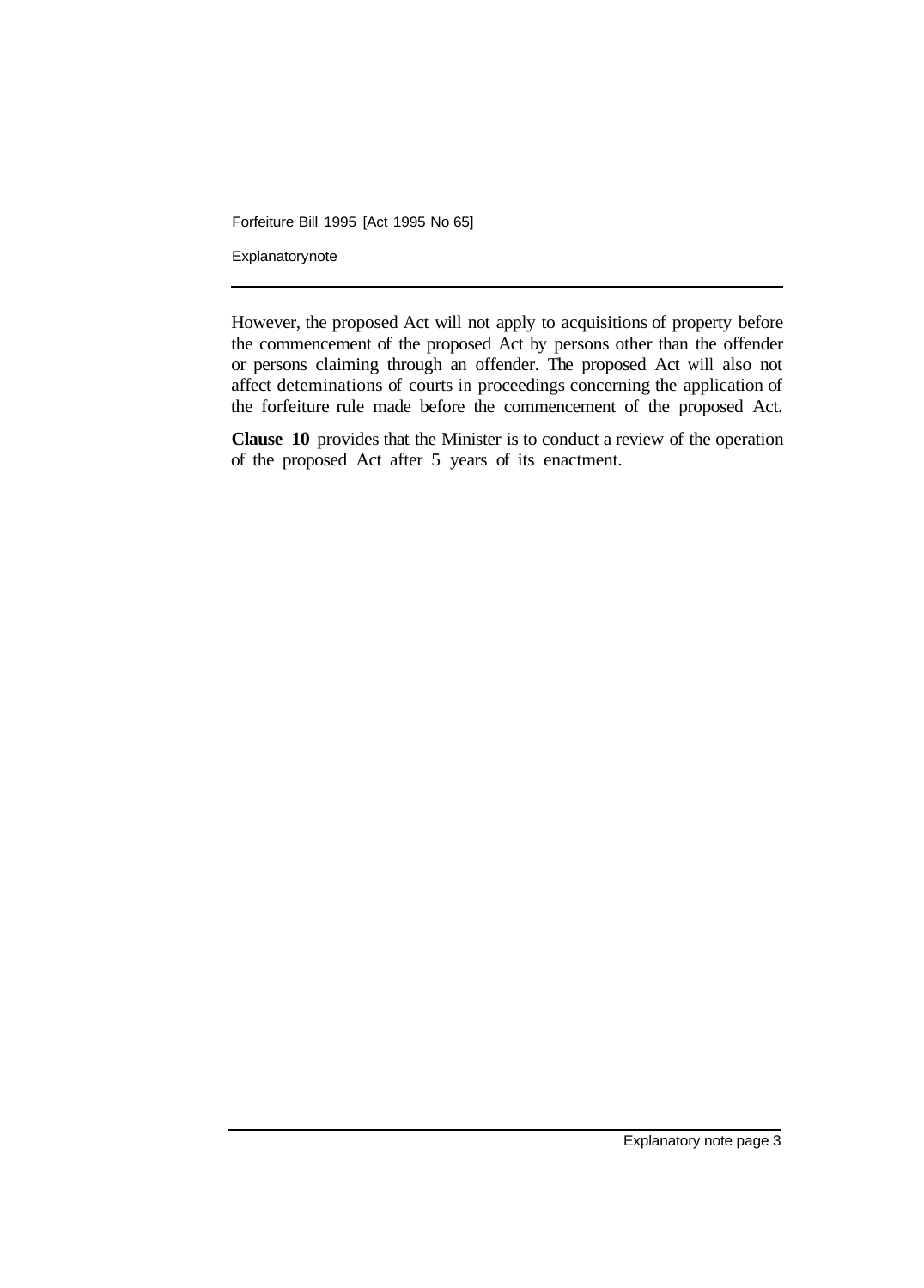However, the proposed Act will not apply to acquisitions of property before the commencement of the proposed Act by persons other than the offender or persons claiming through an offender. The proposed Act will also not affect deteminations of courts in proceedings concerning the application of the forfeiture rule made before the commencement of the proposed Act.

**Clause 10** provides that the Minister is to conduct a review of the operation of the proposed Act after 5 years of its enactment.